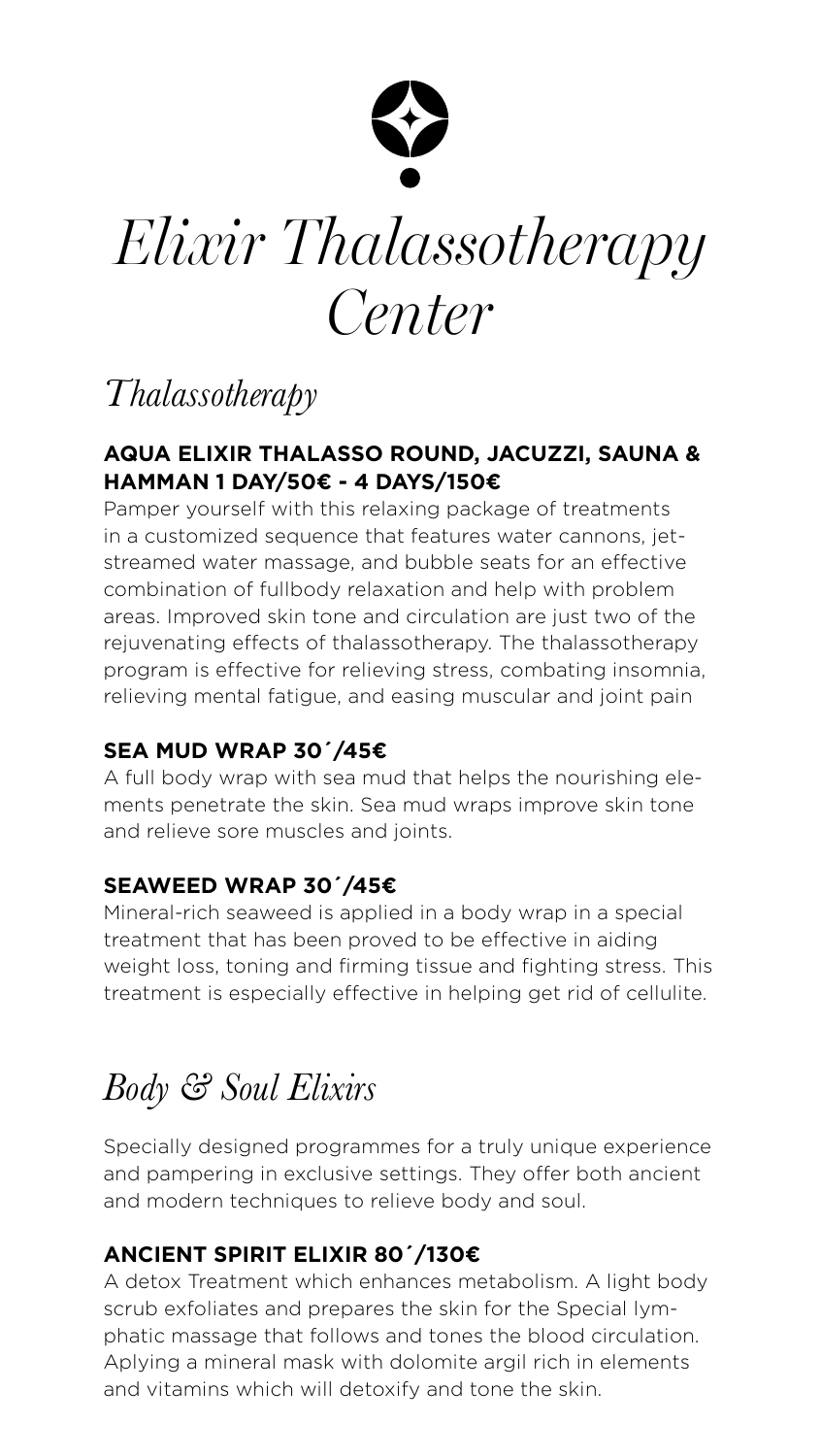# *Elixir Thalassotherapy Center*

## *Thalassotherapy*

### AQUA ELIXIR THALASSO ROUND, JACUZZI, SAUNA & HAMMAN 1 DAY/50€ - 4 DAYS/150€

Pamper yourself with this relaxing package of treatments in a customized sequence that features water cannons, jet-streamed water massage, and bubble seats for an effective combination of fullbody relaxation and help with problem areas. Improved skin tone and circulation are just two of the rejuvenating effects of thalassotherapy. The thalassotherapy program is effective for relieving stress, combating insomnia, relieving mental fatigue, and easing muscular and joint pain

### SEA MUD WRAP 30´/45€

A full body wrap with sea mud that helps the nourishing elements penetrate the skin. Sea mud wraps improve skin tone and relieve sore muscles and joints.

### SEAWEED WRAP 30´/45€

Mineral-rich seaweed is applied in a body wrap in a special treatment that has been proved to be effective in aiding weight loss, toning and firming tissue and fighting stress. This treatment is especially effective in helping get rid of cellulite.

## *Body & Soul Elixirs*

Specially designed programmes for a truly unique experience and pampering in exclusive settings. They offer both ancient and modern techniques to relieve body and soul.

### ANCIENT SPIRIT ELIXIR 80´/130€

A detox Treatment which enhances metabolism. A light body scrub exfoliates and prepares the skin for the Special lymphatic massage that follows and tones the blood circulation. Aplying a mineral mask with dolomite argil rich in elements and vitamins which will detoxify and tone the skin.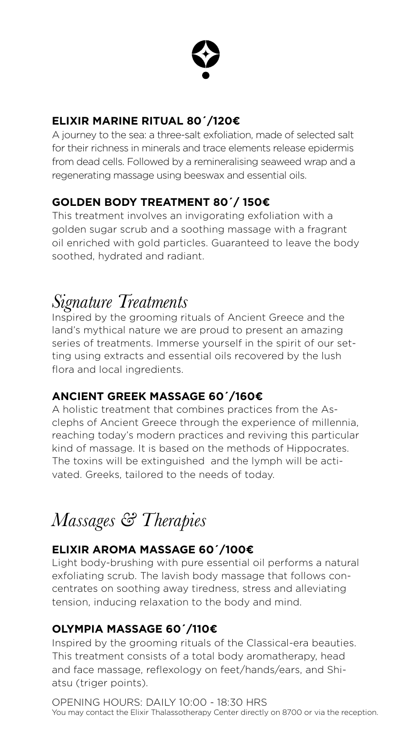### ELIXIR MARINE RITUAL 80´/120€

A journey to the sea: a three-salt exfoliation, made of selected salt for their richness in minerals and trace elements release epidermis from dead cells. Followed by a remineralising seaweed wrap and a regenerating massage using beeswax and essential oils.

### GOLDEN BODY TREATMENT 80´/ 150€

This treatment involves an invigorating exfoliation with a golden sugar scrub and a soothing massage with a fragrant oil enriched with gold particles. Guaranteed to leave the body soothed, hydrated and radiant.

## *Signature Treatments*

Inspired by the grooming rituals of Ancient Greece and the land's mythical nature we are proud to present an amazing series of treatments. Immerse yourself in the spirit of our setting using extracts and essential oils recovered by the lush flora and local ingredients.

### ANCIENT GREEK MASSAGE 60´/160€

A holistic treatment that combines practices from the Asclephs of Ancient Greece through the experience of millennia, reaching today's modern practices and reviving this particular kind of massage. It is based on the methods of Hippocrates. The toxins will be extinguished and the lymph will be activated. Greeks, tailored to the needs of today.

## *Massages & Therapies*

### ELIXIR AROMA MASSAGE 60´/100€

Light body-brushing with pure essential oil performs a natural exfoliating scrub. The lavish body massage that follows concentrates on soothing away tiredness, stress and alleviating tension, inducing relaxation to the body and mind.

### OLYMPIA MASSAGE 60´/110€

Inspired by the grooming rituals of the Classical-era beauties. This treatment consists of a total body aromatherapy, head and face massage, reflexology on feet/hands/ears, and Shiatsu (triger points).

OPENING HOURS: DAILY 10:00 - 18:30 HRS

You may contact the Elixir Thalassotherapy Center directly on 8700 or via the reception.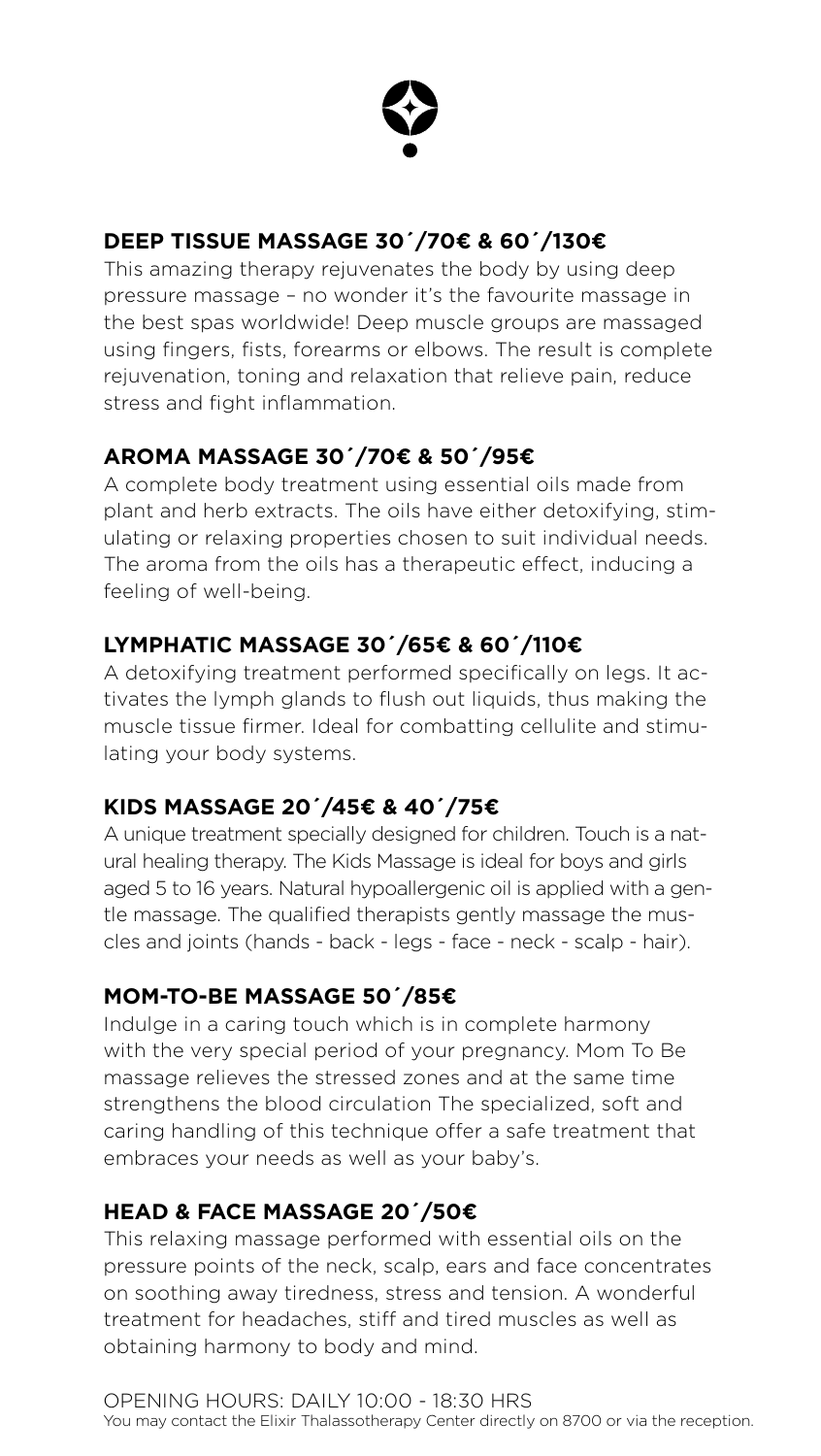## DEEP TISSUE MASSAGE 30´/70€ & 60´/130€

This amazing therapy rejuvenates the body by using deep pressure massage – no wonder it's the favourite massage in the best spas worldwide! Deep muscle groups are massaged using fingers, fists, forearms or elbows. The result is complete rejuvenation, toning and relaxation that relieve pain, reduce stress and fight inflammation.

## AROMA MASSAGE 30´/70€ & 50´/95€

A complete body treatment using essential oils made from plant and herb extracts. The oils have either detoxifying, stimulating or relaxing properties chosen to suit individual needs. The aroma from the oils has a therapeutic effect, inducing a feeling of well-being.

## LYMPHATIC MASSAGE 30´/65€ & 60´/110€

A detoxifying treatment performed specifically on legs. It activates the lymph glands to flush out liquids, thus making the muscle tissue firmer. Ideal for combatting cellulite and stimulating your body systems.

## KIDS MASSAGE 20´/45€ & 40´/75€

A unique treatment specially designed for children. Touch is a natural healing therapy. The Kids Massage is ideal for boys and girls aged 5 to 16 years. Natural hypoallergenic oil is applied with a gentle massage. The qualified therapists gently massage the muscles and joints (hands - back - legs - face - neck - scalp - hair).

## MOM-TO-BE MASSAGE 50´/85€

Indulge in a caring touch which is in complete harmony with the very special period of your pregnancy. Mom To Be massage relieves the stressed zones and at the same time strengthens the blood circulation The specialized, soft and caring handling of this technique offer a safe treatment that embraces your needs as well as your baby's.

## HEAD & FACE MASSAGE 20´/50€

This relaxing massage performed with essential oils on the pressure points of the neck, scalp, ears and face concentrates on soothing away tiredness, stress and tension. A wonderful treatment for headaches, stiff and tired muscles as well as obtaining harmony to body and mind.

OPENING HOURS: DAILY 10:00 - 18:30 HRS

You may contact the Elixir Thalassotherapy Center directly on 8700 or via the reception.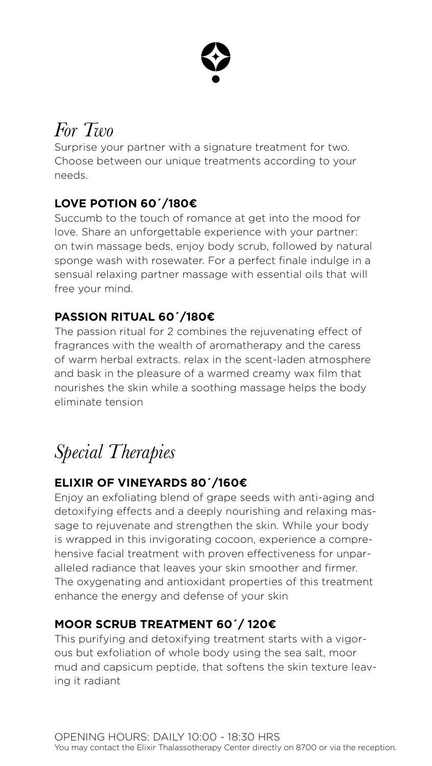# *For Two*

Surprise your partner with a signature treatment for two. Choose between our unique treatments according to your needs.

### LOVE POTION 60´/180€

Succumb to the touch of romance at get into the mood for love. Share an unforgettable experience with your partner: on twin massage beds, enjoy body scrub, followed by natural sponge wash with rosewater. For a perfect finale indulge in a sensual relaxing partner massage with essential oils that will free your mind.

### PASSION RITUAL 60´/180€

The passion ritual for 2 combines the rejuvenating effect of fragrances with the wealth of aromatherapy and the caress of warm herbal extracts. relax in the scent-laden atmosphere and bask in the pleasure of a warmed creamy wax film that nourishes the skin while a soothing massage helps the body eliminate tension

# *Special Therapies*

### ELIXIR OF VINEYARDS 80´/160€

Enjoy an exfoliating blend of grape seeds with anti-aging and detoxifying effects and a deeply nourishing and relaxing massage to rejuvenate and strengthen the skin. While your body is wrapped in this invigorating cocoon, experience a comprehensive facial treatment with proven effectiveness for unparalleled radiance that leaves your skin smoother and firmer. The oxygenating and antioxidant properties of this treatment enhance the energy and defense of your skin

### MOOR SCRUB TREATMENT 60´/ 120€

This purifying and detoxifying treatment starts with a vigorous but exfoliation of whole body using the sea salt, moor mud and capsicum peptide, that softens the skin texture leaving it radiant

OPENING HOURS: DAILY 10:00 - 18:30 HRS
You may contact the Elixir Thalassotherapy Center directly on 8700 or via the reception.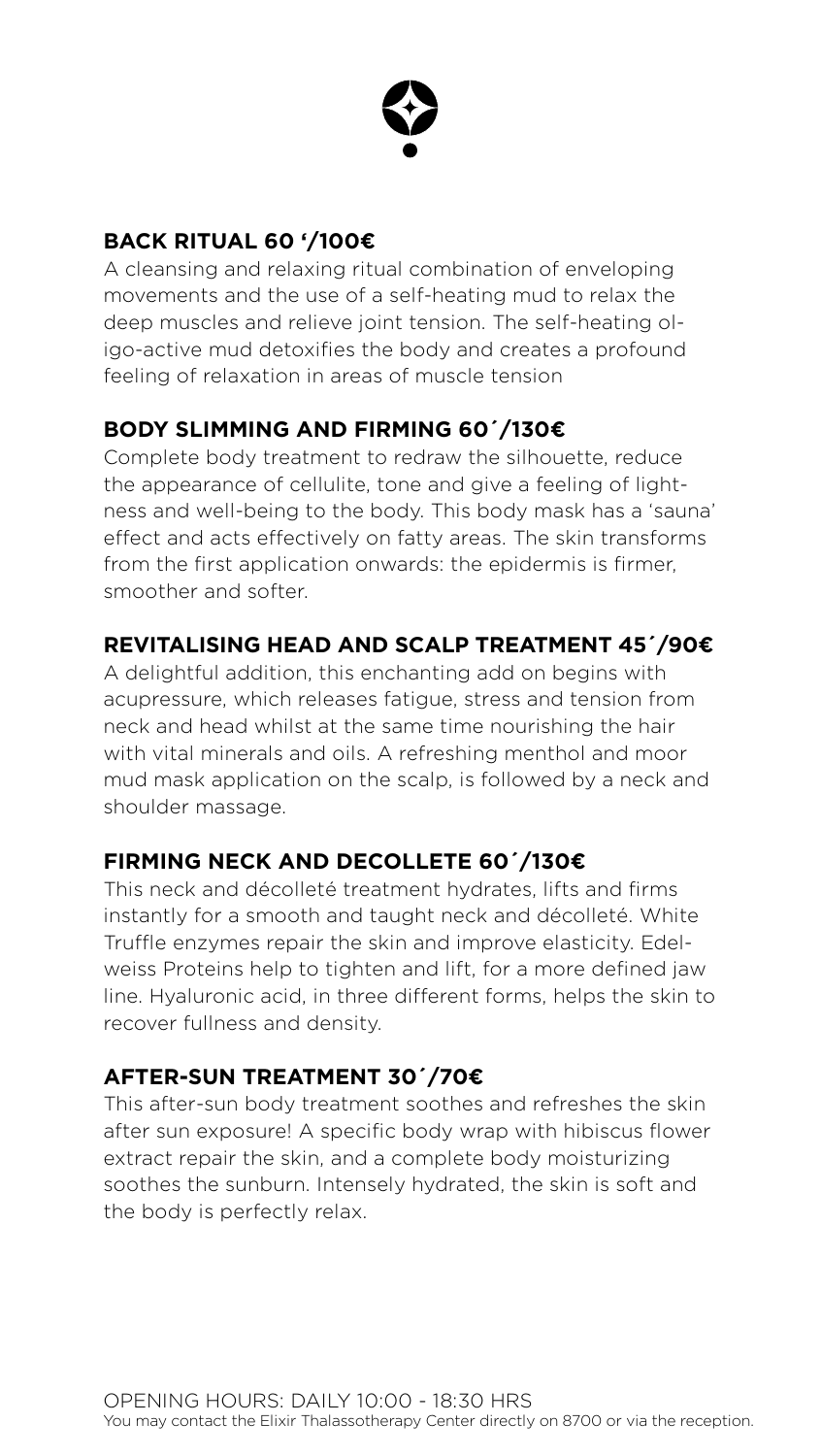## BACK RITUAL 60 '/100€

A cleansing and relaxing ritual combination of enveloping movements and the use of a self-heating mud to relax the deep muscles and relieve joint tension. The self-heating oligo-active mud detoxifies the body and creates a profound feeling of relaxation in areas of muscle tension

## BODY SLIMMING AND FIRMING 60´/130€

Complete body treatment to redraw the silhouette, reduce the appearance of cellulite, tone and give a feeling of lightness and well-being to the body. This body mask has a 'sauna' effect and acts effectively on fatty areas. The skin transforms from the first application onwards: the epidermis is firmer, smoother and softer.

## REVITALISING HEAD AND SCALP TREATMENT 45´/90€

A delightful addition, this enchanting add on begins with acupressure, which releases fatigue, stress and tension from neck and head whilst at the same time nourishing the hair with vital minerals and oils. A refreshing menthol and moor mud mask application on the scalp, is followed by a neck and shoulder massage.

## FIRMING NECK AND DECOLLETE 60´/130€

This neck and décolleté treatment hydrates, lifts and firms instantly for a smooth and taught neck and décolleté. White Truffle enzymes repair the skin and improve elasticity. Edelweiss Proteins help to tighten and lift, for a more defined jaw line. Hyaluronic acid, in three different forms, helps the skin to recover fullness and density.

## AFTER-SUN TREATMENT 30´/70€

This after-sun body treatment soothes and refreshes the skin after sun exposure! A specific body wrap with hibiscus flower extract repair the skin, and a complete body moisturizing soothes the sunburn. Intensely hydrated, the skin is soft and the body is perfectly relax.

OPENING HOURS: DAILY 10:00 - 18:30 HRS

You may contact the Elixir Thalassotherapy Center directly on 8700 or via the reception.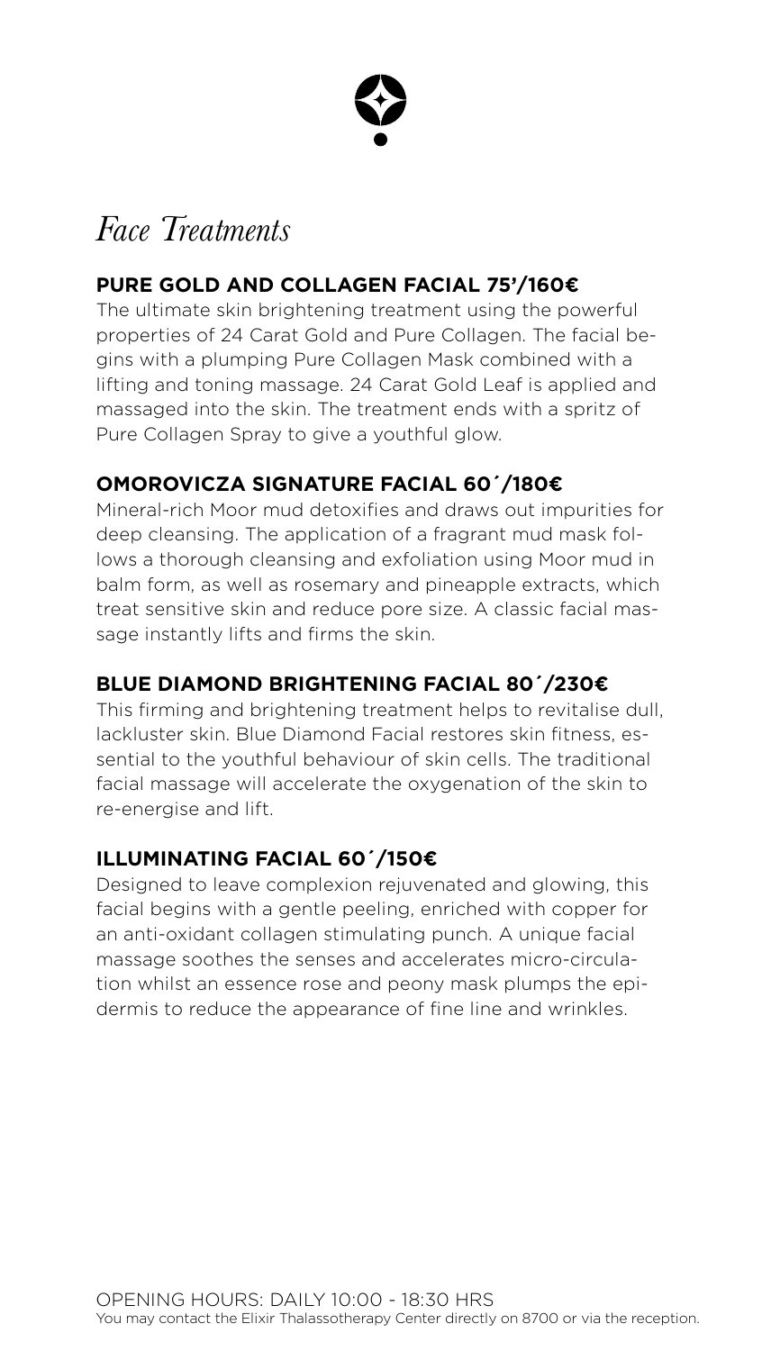# *Face Treatments*

### PURE GOLD AND COLLAGEN FACIAL 75'/160€

The ultimate skin brightening treatment using the powerful properties of 24 Carat Gold and Pure Collagen. The facial begins with a plumping Pure Collagen Mask combined with a lifting and toning massage. 24 Carat Gold Leaf is applied and massaged into the skin. The treatment ends with a spritz of Pure Collagen Spray to give a youthful glow.

### OMOROVICZA SIGNATURE FACIAL 60´/180€

Mineral-rich Moor mud detoxifies and draws out impurities for deep cleansing. The application of a fragrant mud mask follows a thorough cleansing and exfoliation using Moor mud in balm form, as well as rosemary and pineapple extracts, which treat sensitive skin and reduce pore size. A classic facial massage instantly lifts and firms the skin.

### BLUE DIAMOND BRIGHTENING FACIAL 80´/230€

This firming and brightening treatment helps to revitalise dull, lackluster skin. Blue Diamond Facial restores skin fitness, essential to the youthful behaviour of skin cells. The traditional facial massage will accelerate the oxygenation of the skin to re-energise and lift.

### ILLUMINATING FACIAL 60´/150€

Designed to leave complexion rejuvenated and glowing, this facial begins with a gentle peeling, enriched with copper for an anti-oxidant collagen stimulating punch. A unique facial massage soothes the senses and accelerates micro-circulation whilst an essence rose and peony mask plumps the epidermis to reduce the appearance of fine line and wrinkles.

OPENING HOURS: DAILY 10:00 - 18:30 HRS
You may contact the Elixir Thalassotherapy Center directly on 8700 or via the reception.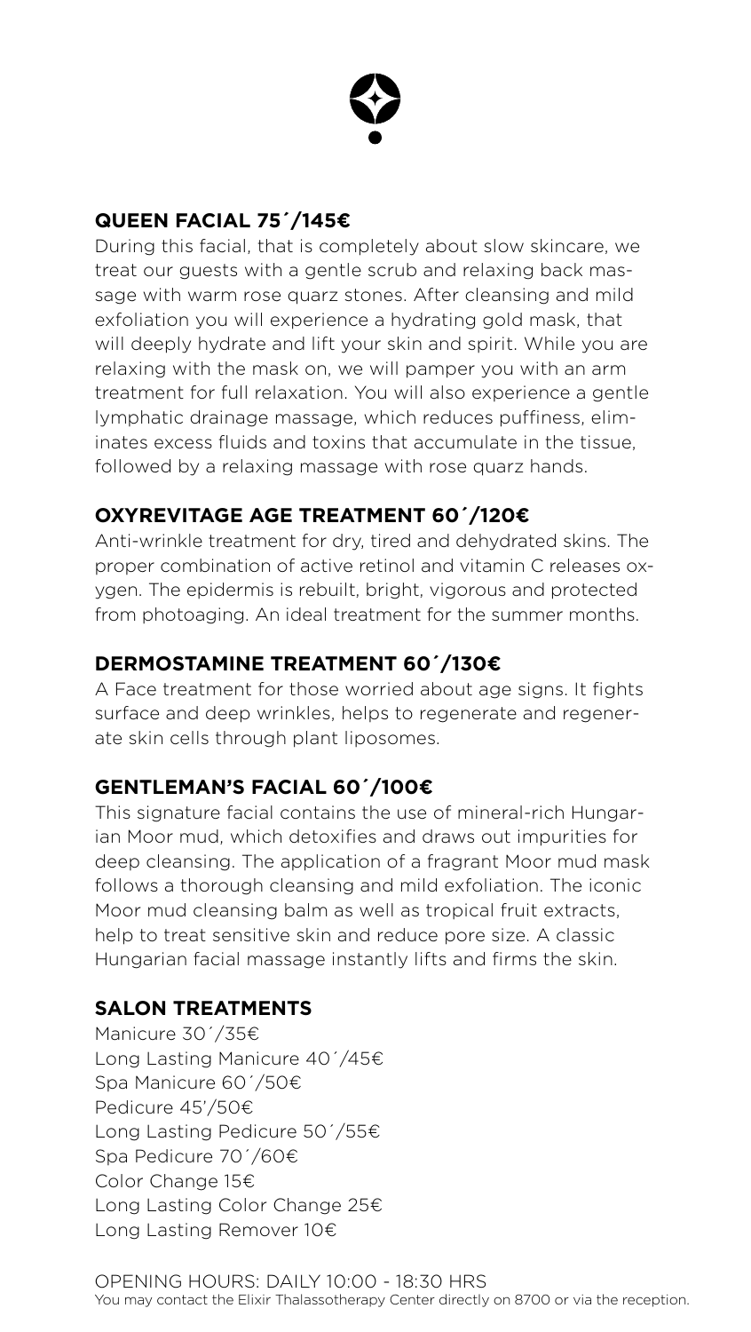## QUEEN FACIAL 75´/145€

During this facial, that is completely about slow skincare, we treat our guests with a gentle scrub and relaxing back massage with warm rose quarz stones. After cleansing and mild exfoliation you will experience a hydrating gold mask, that will deeply hydrate and lift your skin and spirit. While you are relaxing with the mask on, we will pamper you with an arm treatment for full relaxation. You will also experience a gentle lymphatic drainage massage, which reduces puffiness, eliminates excess fluids and toxins that accumulate in the tissue, followed by a relaxing massage with rose quarz hands.

## OXYREVITAGE AGE TREATMENT 60´/120€

Anti-wrinkle treatment for dry, tired and dehydrated skins. The proper combination of active retinol and vitamin C releases oxygen. The epidermis is rebuilt, bright, vigorous and protected from photoaging. An ideal treatment for the summer months.

## DERMOSTAMINE TREATMENT 60´/130€

A Face treatment for those worried about age signs. It fights surface and deep wrinkles, helps to regenerate and regenerate skin cells through plant liposomes.

## GENTLEMAN'S FACIAL 60´/100€

This signature facial contains the use of mineral-rich Hungarian Moor mud, which detoxifies and draws out impurities for deep cleansing. The application of a fragrant Moor mud mask follows a thorough cleansing and mild exfoliation. The iconic Moor mud cleansing balm as well as tropical fruit extracts, help to treat sensitive skin and reduce pore size. A classic Hungarian facial massage instantly lifts and firms the skin.

## SALON TREATMENTS

Manicure 30´/35€
Long Lasting Manicure 40´/45€
Spa Manicure 60´/50€
Pedicure 45'/50€
Long Lasting Pedicure 50´/55€
Spa Pedicure 70´/60€
Color Change 15€
Long Lasting Color Change 25€
Long Lasting Remover 10€

OPENING HOURS: DAILY 10:00 - 18:30 HRS
You may contact the Elixir Thalassotherapy Center directly on 8700 or via the reception.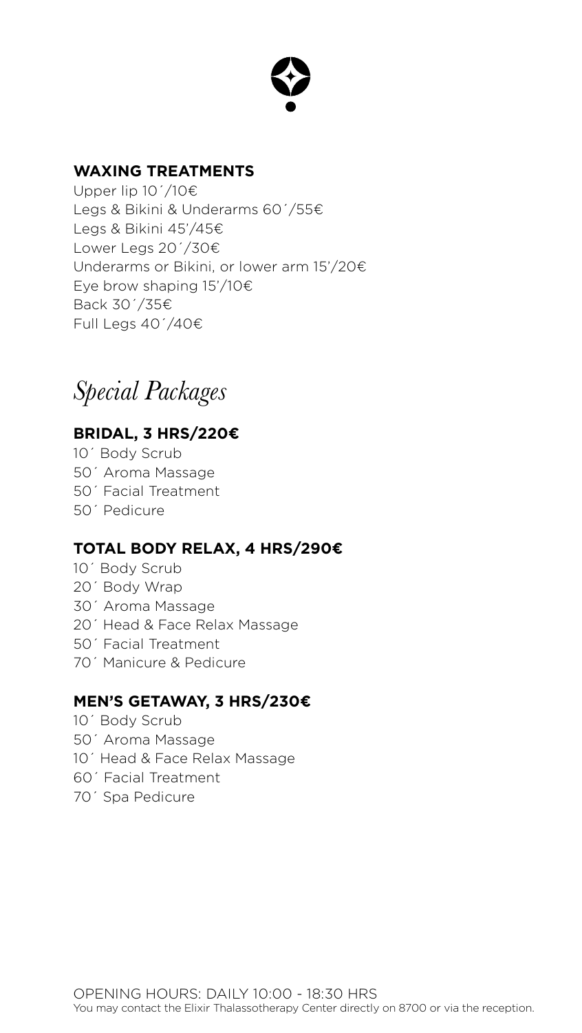## WAXING TREATMENTS

Upper lip 10´/10€
Legs & Bikini & Underarms 60´/55€
Legs & Bikini 45'/45€
Lower Legs 20´/30€
Underarms or Bikini, or lower arm 15'/20€
Eye brow shaping 15'/10€
Back 30´/35€
Full Legs 40´/40€

# *Special Packages*

### BRIDAL, 3 HRS/220€

10´ Body Scrub
50´ Aroma Massage
50´ Facial Treatment
50´ Pedicure

### TOTAL BODY RELAX, 4 HRS/290€

10´ Body Scrub
20´ Body Wrap
30´ Aroma Massage
20´ Head & Face Relax Massage
50´ Facial Treatment
70´ Manicure & Pedicure

### MEN'S GETAWAY, 3 HRS/230€

10´ Body Scrub
50´ Aroma Massage
10´ Head & Face Relax Massage
60´ Facial Treatment
70´ Spa Pedicure

OPENING HOURS: DAILY 10:00 - 18:30 HRS
You may contact the Elixir Thalassotherapy Center directly on 8700 or via the reception.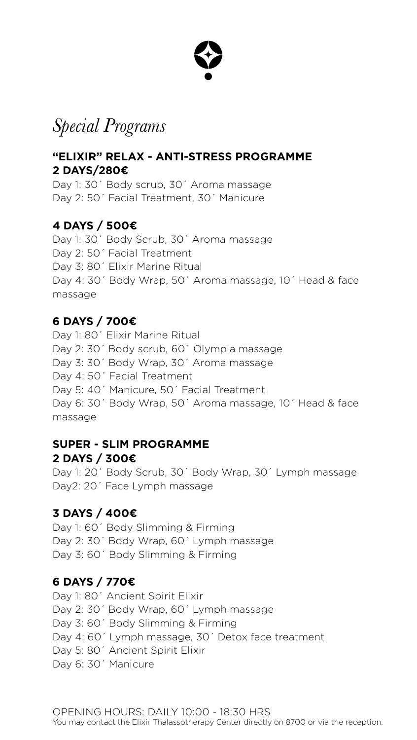# *Special Programs*

## "ELIXIR" RELAX - ANTI-STRESS PROGRAMME
## 2 DAYS/280€

Day 1: 30´ Body scrub, 30´ Aroma massage
Day 2: 50´ Facial Treatment, 30´ Manicure

## 4 DAYS / 500€

Day 1: 30´ Body Scrub, 30´ Aroma massage
Day 2: 50´ Facial Treatment
Day 3: 80´ Elixir Marine Ritual
Day 4: 30´ Body Wrap, 50´ Aroma massage, 10´ Head & face massage

## 6 DAYS / 700€

Day 1: 80´ Elixir Marine Ritual
Day 2: 30´ Body scrub, 60´ Olympia massage
Day 3: 30´ Body Wrap, 30´ Aroma massage
Day 4: 50´ Facial Treatment
Day 5: 40´ Manicure, 50´ Facial Treatment
Day 6: 30´ Body Wrap, 50´ Aroma massage, 10´ Head & face massage

## SUPER - SLIM PROGRAMME
## 2 DAYS / 300€

Day 1: 20´ Body Scrub, 30´ Body Wrap, 30´ Lymph massage
Day2: 20´ Face Lymph massage

## 3 DAYS / 400€

Day 1: 60´ Body Slimming & Firming
Day 2: 30´ Body Wrap, 60´ Lymph massage
Day 3: 60´ Body Slimming & Firming

## 6 DAYS / 770€

Day 1: 80´ Ancient Spirit Elixir
Day 2: 30´ Body Wrap, 60´ Lymph massage
Day 3: 60´ Body Slimming & Firming
Day 4: 60´ Lymph massage, 30´ Detox face treatment
Day 5: 80´ Ancient Spirit Elixir
Day 6: 30´ Manicure

OPENING HOURS: DAILY 10:00 - 18:30 HRS
You may contact the Elixir Thalassotherapy Center directly on 8700 or via the reception.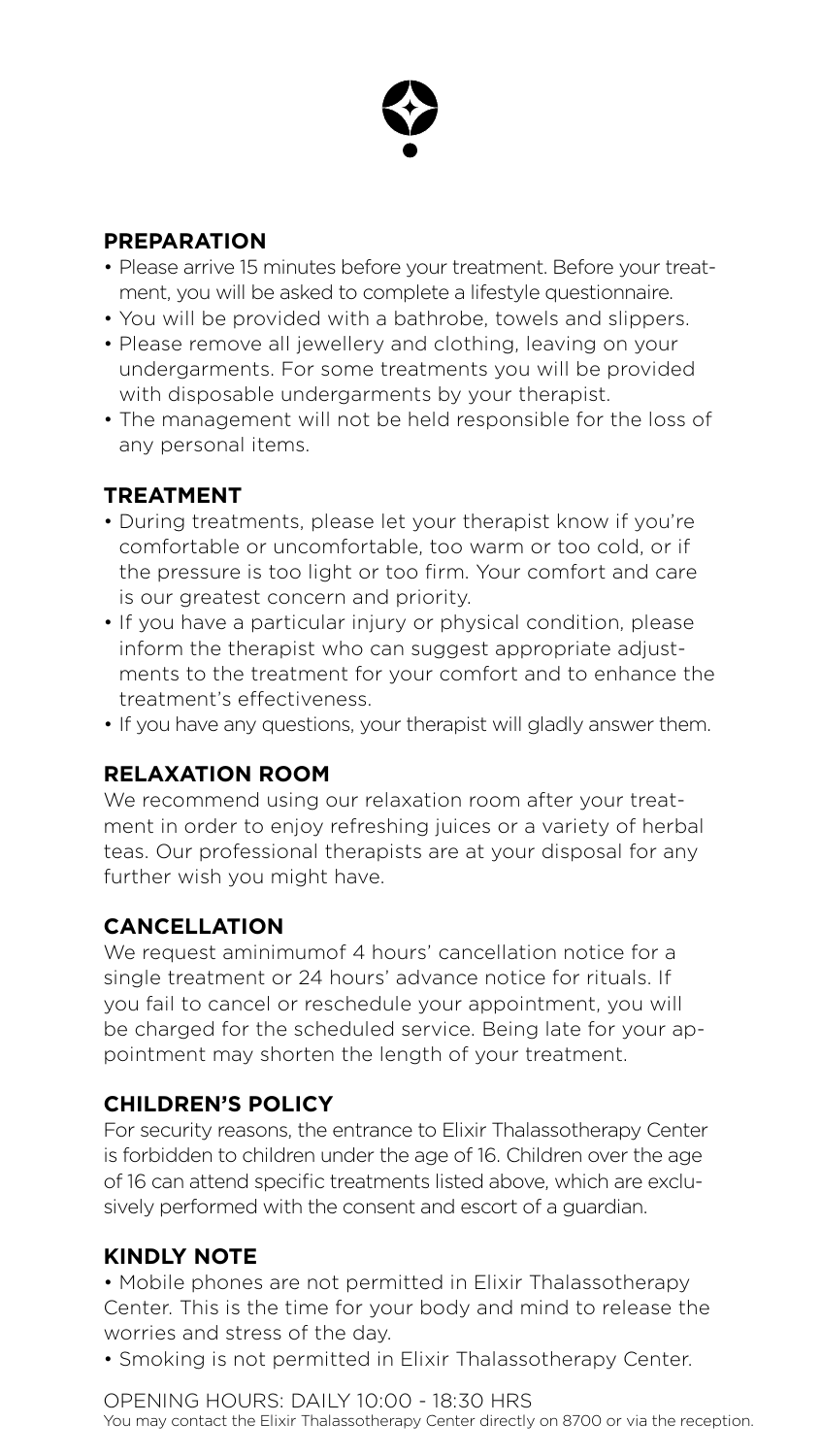## PREPARATION

- Please arrive 15 minutes before your treatment. Before your treatment, you will be asked to complete a lifestyle questionnaire.
- You will be provided with a bathrobe, towels and slippers.
- Please remove all jewellery and clothing, leaving on your undergarments. For some treatments you will be provided with disposable undergarments by your therapist.
- The management will not be held responsible for the loss of any personal items.

## TREATMENT

- During treatments, please let your therapist know if you're comfortable or uncomfortable, too warm or too cold, or if the pressure is too light or too firm. Your comfort and care is our greatest concern and priority.
- If you have a particular injury or physical condition, please inform the therapist who can suggest appropriate adjustments to the treatment for your comfort and to enhance the treatment's effectiveness.
- If you have any questions, your therapist will gladly answer them.

## RELAXATION ROOM

We recommend using our relaxation room after your treatment in order to enjoy refreshing juices or a variety of herbal teas. Our professional therapists are at your disposal for any further wish you might have.

## CANCELLATION

We request aminimumof 4 hours' cancellation notice for a single treatment or 24 hours' advance notice for rituals. If you fail to cancel or reschedule your appointment, you will be charged for the scheduled service. Being late for your appointment may shorten the length of your treatment.

## CHILDREN'S POLICY

For security reasons, the entrance to Elixir Thalassotherapy Center is forbidden to children under the age of 16. Children over the age of 16 can attend specific treatments listed above, which are exclusively performed with the consent and escort of a guardian.

## KINDLY NOTE

- Mobile phones are not permitted in Elixir Thalassotherapy Center. This is the time for your body and mind to release the worries and stress of the day.
- Smoking is not permitted in Elixir Thalassotherapy Center.

OPENING HOURS: DAILY 10:00 - 18:30 HRS

You may contact the Elixir Thalassotherapy Center directly on 8700 or via the reception.